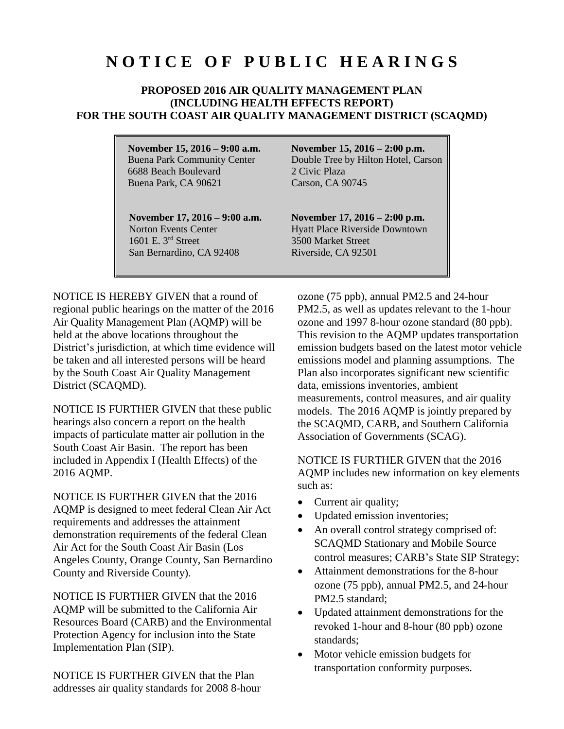# NOTICE OF PUBLIC HEARINGS

## PROPOSED 2016 AIR QUALITY MANAGEMENT PLAN (INCLUDING HEALTH EFFECTS REPORT) FOR THE SOUTH COAST AIR QUALITY MANAGEMENT DISTRICT (SCAQMD)

| | |
|---|---|
| **November 15, 2016 – 9:00 a.m.**<br>Buena Park Community Center<br>6688 Beach Boulevard<br>Buena Park, CA 90621 | **November 15, 2016 – 2:00 p.m.**<br>Double Tree by Hilton Hotel, Carson<br>2 Civic Plaza<br>Carson, CA 90745 |
| **November 17, 2016 – 9:00 a.m.**<br>Norton Events Center<br>1601 E. 3rd Street<br>San Bernardino, CA 92408 | **November 17, 2016 – 2:00 p.m.**<br>Hyatt Place Riverside Downtown<br>3500 Market Street<br>Riverside, CA 92501 |

NOTICE IS HEREBY GIVEN that a round of regional public hearings on the matter of the 2016 Air Quality Management Plan (AQMP) will be held at the above locations throughout the District's jurisdiction, at which time evidence will be taken and all interested persons will be heard by the South Coast Air Quality Management District (SCAQMD).

NOTICE IS FURTHER GIVEN that these public hearings also concern a report on the health impacts of particulate matter air pollution in the South Coast Air Basin. The report has been included in Appendix I (Health Effects) of the 2016 AQMP.

NOTICE IS FURTHER GIVEN that the 2016 AQMP is designed to meet federal Clean Air Act requirements and addresses the attainment demonstration requirements of the federal Clean Air Act for the South Coast Air Basin (Los Angeles County, Orange County, San Bernardino County and Riverside County).

NOTICE IS FURTHER GIVEN that the 2016 AQMP will be submitted to the California Air Resources Board (CARB) and the Environmental Protection Agency for inclusion into the State Implementation Plan (SIP).

NOTICE IS FURTHER GIVEN that the Plan addresses air quality standards for 2008 8-hour ozone (75 ppb), annual PM2.5 and 24-hour PM2.5, as well as updates relevant to the 1-hour ozone and 1997 8-hour ozone standard (80 ppb). This revision to the AQMP updates transportation emission budgets based on the latest motor vehicle emissions model and planning assumptions. The Plan also incorporates significant new scientific data, emissions inventories, ambient measurements, control measures, and air quality models. The 2016 AQMP is jointly prepared by the SCAQMD, CARB, and Southern California Association of Governments (SCAG).

NOTICE IS FURTHER GIVEN that the 2016 AQMP includes new information on key elements such as:

- Current air quality;
- Updated emission inventories;
- An overall control strategy comprised of: SCAQMD Stationary and Mobile Source control measures; CARB's State SIP Strategy;
- Attainment demonstrations for the 8-hour ozone (75 ppb), annual PM2.5, and 24-hour PM2.5 standard;
- Updated attainment demonstrations for the revoked 1-hour and 8-hour (80 ppb) ozone standards;
- Motor vehicle emission budgets for transportation conformity purposes.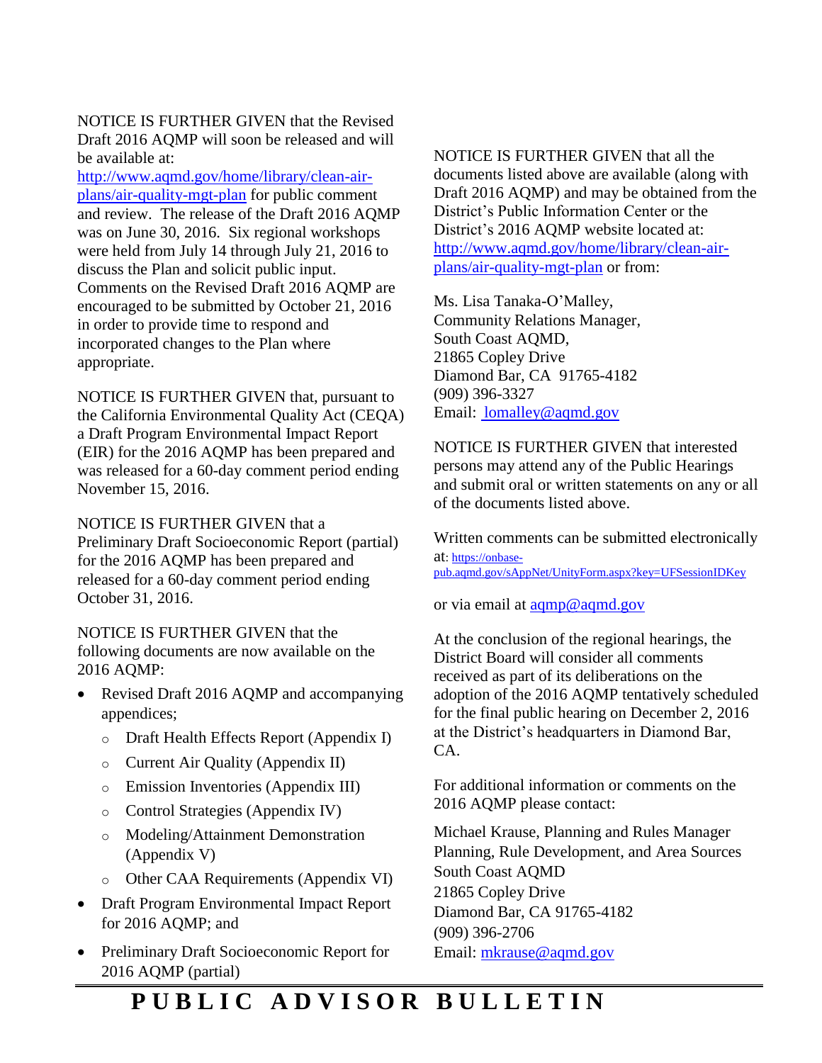NOTICE IS FURTHER GIVEN that the Revised Draft 2016 AQMP will soon be released and will be available at: http://www.aqmd.gov/home/library/clean-air-plans/air-quality-mgt-plan for public comment and review. The release of the Draft 2016 AQMP was on June 30, 2016. Six regional workshops were held from July 14 through July 21, 2016 to discuss the Plan and solicit public input. Comments on the Revised Draft 2016 AQMP are encouraged to be submitted by October 21, 2016 in order to provide time to respond and incorporated changes to the Plan where appropriate.

NOTICE IS FURTHER GIVEN that, pursuant to the California Environmental Quality Act (CEQA) a Draft Program Environmental Impact Report (EIR) for the 2016 AQMP has been prepared and was released for a 60-day comment period ending November 15, 2016.

NOTICE IS FURTHER GIVEN that a Preliminary Draft Socioeconomic Report (partial) for the 2016 AQMP has been prepared and released for a 60-day comment period ending October 31, 2016.

NOTICE IS FURTHER GIVEN that the following documents are now available on the 2016 AQMP:

- Revised Draft 2016 AQMP and accompanying appendices;
  - Draft Health Effects Report (Appendix I)
  - Current Air Quality (Appendix II)
  - Emission Inventories (Appendix III)
  - Control Strategies (Appendix IV)
  - Modeling/Attainment Demonstration (Appendix V)
  - Other CAA Requirements (Appendix VI)
- Draft Program Environmental Impact Report for 2016 AQMP; and
- Preliminary Draft Socioeconomic Report for 2016 AQMP (partial)

NOTICE IS FURTHER GIVEN that all the documents listed above are available (along with Draft 2016 AQMP) and may be obtained from the District's Public Information Center or the District's 2016 AQMP website located at: http://www.aqmd.gov/home/library/clean-air-plans/air-quality-mgt-plan or from:

Ms. Lisa Tanaka-O'Malley,
Community Relations Manager,
South Coast AQMD,
21865 Copley Drive
Diamond Bar, CA 91765-4182
(909) 396-3327
Email: lomalley@aqmd.gov

NOTICE IS FURTHER GIVEN that interested persons may attend any of the Public Hearings and submit oral or written statements on any or all of the documents listed above.

Written comments can be submitted electronically at: https://onbase-pub.aqmd.gov/sAppNet/UnityForm.aspx?key=UFSessionIDKey

or via email at aqmp@aqmd.gov

At the conclusion of the regional hearings, the District Board will consider all comments received as part of its deliberations on the adoption of the 2016 AQMP tentatively scheduled for the final public hearing on December 2, 2016 at the District's headquarters in Diamond Bar, CA.

For additional information or comments on the 2016 AQMP please contact:

Michael Krause, Planning and Rules Manager
Planning, Rule Development, and Area Sources
South Coast AQMD
21865 Copley Drive
Diamond Bar, CA 91765-4182
(909) 396-2706
Email: mkrause@aqmd.gov

**PUBLIC ADVISOR BULLETIN**